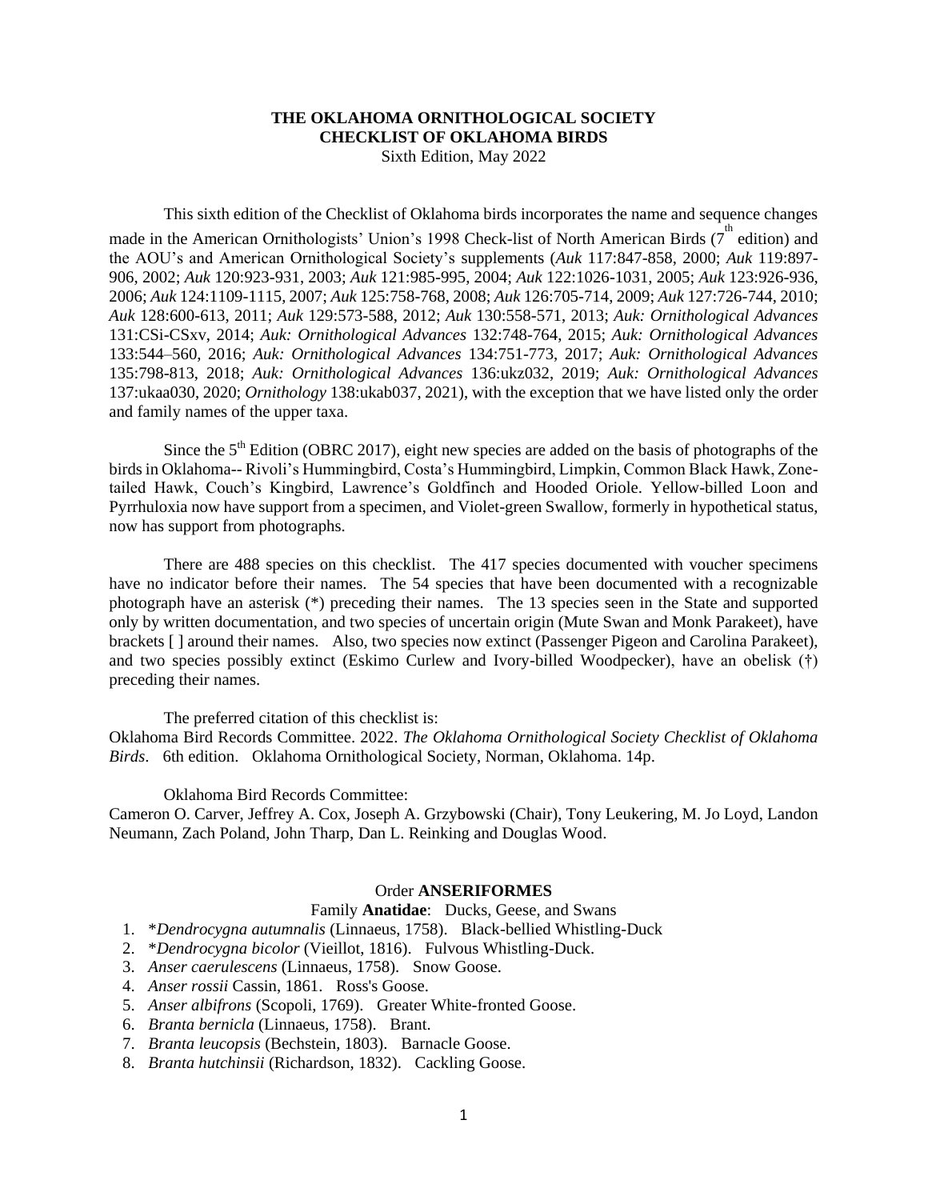# THE OKLAHOMA ORNITHOLOGICAL SOCIETY CHECKLIST OF OKLAHOMA BIRDS

Sixth Edition, May 2022

This sixth edition of the Checklist of Oklahoma birds incorporates the name and sequence changes made in the American Ornithologists' Union's 1998 Check-list of North American Birds (7th edition) and the AOU's and American Ornithological Society's supplements (*Auk* 117:847-858, 2000; *Auk* 119:897-906, 2002; *Auk* 120:923-931, 2003; *Auk* 121:985-995, 2004; *Auk* 122:1026-1031, 2005; *Auk* 123:926-936, 2006; *Auk* 124:1109-1115, 2007; *Auk* 125:758-768, 2008; *Auk* 126:705-714, 2009; *Auk* 127:726-744, 2010; *Auk* 128:600-613, 2011; *Auk* 129:573-588, 2012; *Auk* 130:558-571, 2013; *Auk: Ornithological Advances* 131:CSi-CSxv, 2014; *Auk: Ornithological Advances* 132:748-764, 2015; *Auk: Ornithological Advances* 133:544–560, 2016; *Auk: Ornithological Advances* 134:751-773, 2017; *Auk: Ornithological Advances* 135:798-813, 2018; *Auk: Ornithological Advances* 136:ukz032, 2019; *Auk: Ornithological Advances* 137:ukaa030, 2020; *Ornithology* 138:ukab037, 2021), with the exception that we have listed only the order and family names of the upper taxa.

Since the 5th Edition (OBRC 2017), eight new species are added on the basis of photographs of the birds in Oklahoma-- Rivoli's Hummingbird, Costa's Hummingbird, Limpkin, Common Black Hawk, Zone-tailed Hawk, Couch's Kingbird, Lawrence's Goldfinch and Hooded Oriole. Yellow-billed Loon and Pyrrhuloxia now have support from a specimen, and Violet-green Swallow, formerly in hypothetical status, now has support from photographs.

There are 488 species on this checklist. The 417 species documented with voucher specimens have no indicator before their names. The 54 species that have been documented with a recognizable photograph have an asterisk (*) preceding their names. The 13 species seen in the State and supported only by written documentation, and two species of uncertain origin (Mute Swan and Monk Parakeet), have brackets [ ] around their names. Also, two species now extinct (Passenger Pigeon and Carolina Parakeet), and two species possibly extinct (Eskimo Curlew and Ivory-billed Woodpecker), have an obelisk (†) preceding their names.

The preferred citation of this checklist is:
Oklahoma Bird Records Committee. 2022. *The Oklahoma Ornithological Society Checklist of Oklahoma Birds*. 6th edition. Oklahoma Ornithological Society, Norman, Oklahoma. 14p.

Oklahoma Bird Records Committee:
Cameron O. Carver, Jeffrey A. Cox, Joseph A. Grzybowski (Chair), Tony Leukering, M. Jo Loyd, Landon Neumann, Zach Poland, John Tharp, Dan L. Reinking and Douglas Wood.

## Order **ANSERIFORMES**

### Family **Anatidae**: Ducks, Geese, and Swans

1. *\*Dendrocygna autumnalis* (Linnaeus, 1758). Black-bellied Whistling-Duck
2. *\*Dendrocygna bicolor* (Vieillot, 1816). Fulvous Whistling-Duck.
3. *Anser caerulescens* (Linnaeus, 1758). Snow Goose.
4. *Anser rossii* Cassin, 1861. Ross's Goose.
5. *Anser albifrons* (Scopoli, 1769). Greater White-fronted Goose.
6. *Branta bernicla* (Linnaeus, 1758). Brant.
7. *Branta leucopsis* (Bechstein, 1803). Barnacle Goose.
8. *Branta hutchinsii* (Richardson, 1832). Cackling Goose.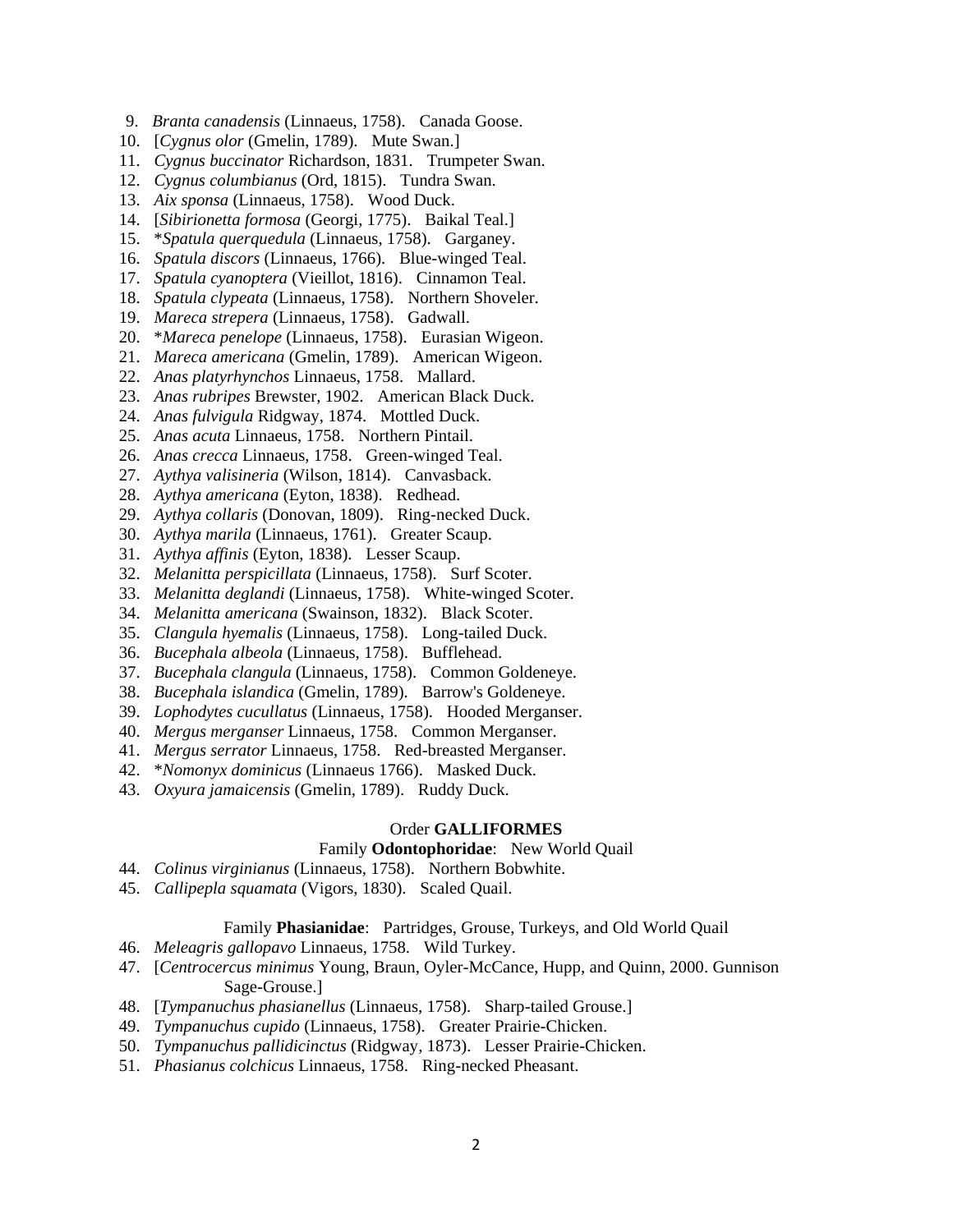9. *Branta canadensis* (Linnaeus, 1758). Canada Goose.
10. [*Cygnus olor* (Gmelin, 1789). Mute Swan.]
11. *Cygnus buccinator* Richardson, 1831. Trumpeter Swan.
12. *Cygnus columbianus* (Ord, 1815). Tundra Swan.
13. *Aix sponsa* (Linnaeus, 1758). Wood Duck.
14. [*Sibirionetta formosa* (Georgi, 1775). Baikal Teal.]
15. *Spatula querquedula* (Linnaeus, 1758). Garganey.
16. *Spatula discors* (Linnaeus, 1766). Blue-winged Teal.
17. *Spatula cyanoptera* (Vieillot, 1816). Cinnamon Teal.
18. *Spatula clypeata* (Linnaeus, 1758). Northern Shoveler.
19. *Mareca strepera* (Linnaeus, 1758). Gadwall.
20. *Mareca penelope* (Linnaeus, 1758). Eurasian Wigeon.
21. *Mareca americana* (Gmelin, 1789). American Wigeon.
22. *Anas platyrhynchos* Linnaeus, 1758. Mallard.
23. *Anas rubripes* Brewster, 1902. American Black Duck.
24. *Anas fulvigula* Ridgway, 1874. Mottled Duck.
25. *Anas acuta* Linnaeus, 1758. Northern Pintail.
26. *Anas crecca* Linnaeus, 1758. Green-winged Teal.
27. *Aythya valisineria* (Wilson, 1814). Canvasback.
28. *Aythya americana* (Eyton, 1838). Redhead.
29. *Aythya collaris* (Donovan, 1809). Ring-necked Duck.
30. *Aythya marila* (Linnaeus, 1761). Greater Scaup.
31. *Aythya affinis* (Eyton, 1838). Lesser Scaup.
32. *Melanitta perspicillata* (Linnaeus, 1758). Surf Scoter.
33. *Melanitta deglandi* (Linnaeus, 1758). White-winged Scoter.
34. *Melanitta americana* (Swainson, 1832). Black Scoter.
35. *Clangula hyemalis* (Linnaeus, 1758). Long-tailed Duck.
36. *Bucephala albeola* (Linnaeus, 1758). Bufflehead.
37. *Bucephala clangula* (Linnaeus, 1758). Common Goldeneye.
38. *Bucephala islandica* (Gmelin, 1789). Barrow's Goldeneye.
39. *Lophodytes cucullatus* (Linnaeus, 1758). Hooded Merganser.
40. *Mergus merganser* Linnaeus, 1758. Common Merganser.
41. *Mergus serrator* Linnaeus, 1758. Red-breasted Merganser.
42. *Nomonyx dominicus* (Linnaeus 1766). Masked Duck.
43. *Oxyura jamaicensis* (Gmelin, 1789). Ruddy Duck.

Order **GALLIFORMES**

Family **Odontophoridae**: New World Quail

44. *Colinus virginianus* (Linnaeus, 1758). Northern Bobwhite.
45. *Callipepla squamata* (Vigors, 1830). Scaled Quail.

Family **Phasianidae**: Partridges, Grouse, Turkeys, and Old World Quail

46. *Meleagris gallopavo* Linnaeus, 1758. Wild Turkey.
47. [*Centrocercus minimus* Young, Braun, Oyler-McCance, Hupp, and Quinn, 2000. Gunnison Sage-Grouse.]
48. [*Tympanuchus phasianellus* (Linnaeus, 1758). Sharp-tailed Grouse.]
49. *Tympanuchus cupido* (Linnaeus, 1758). Greater Prairie-Chicken.
50. *Tympanuchus pallidicinctus* (Ridgway, 1873). Lesser Prairie-Chicken.
51. *Phasianus colchicus* Linnaeus, 1758. Ring-necked Pheasant.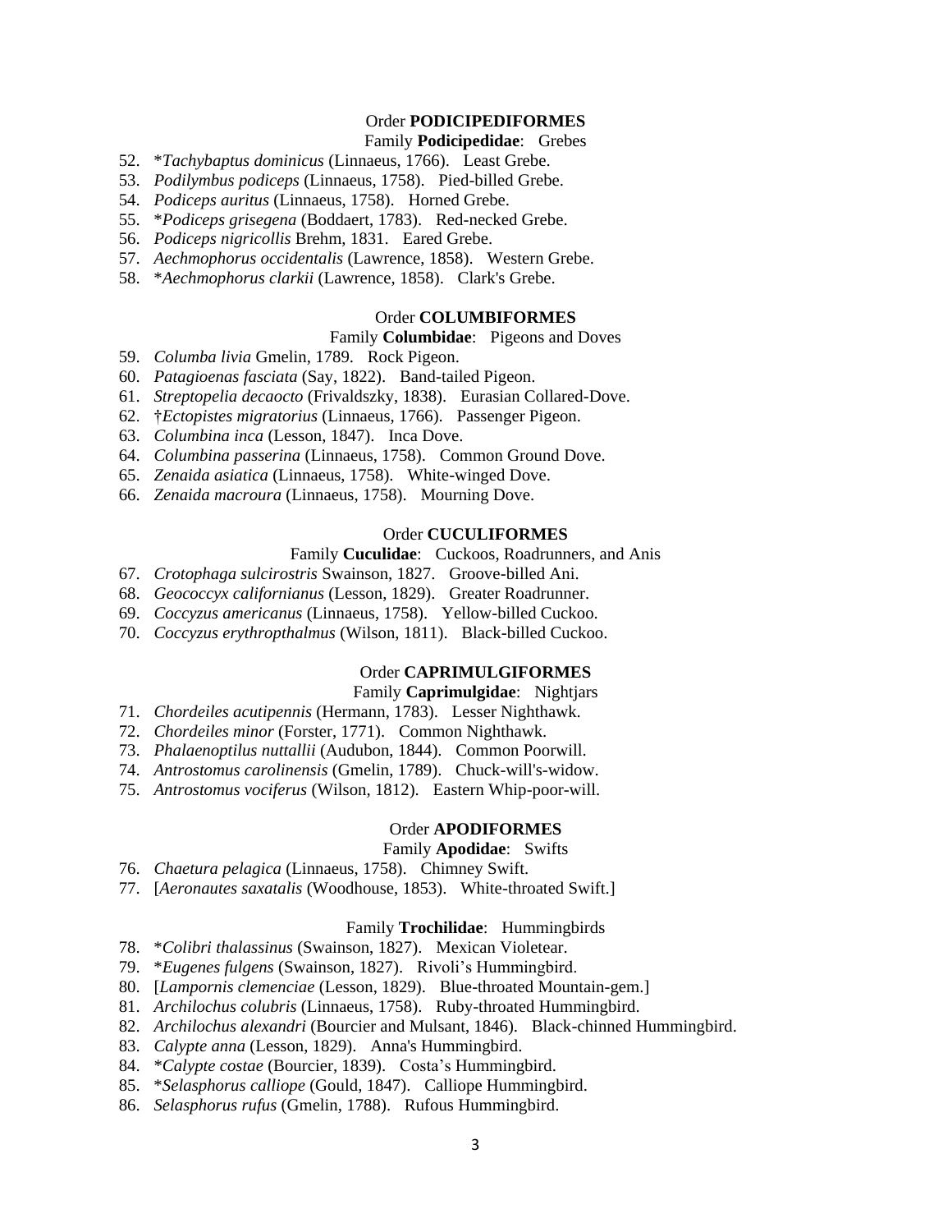### Order **PODICIPEDIFORMES**

#### Family **Podicipedidae**: Grebes

52. **Tachybaptus dominicus* (Linnaeus, 1766). Least Grebe.
53. *Podilymbus podiceps* (Linnaeus, 1758). Pied-billed Grebe.
54. *Podiceps auritus* (Linnaeus, 1758). Horned Grebe.
55. **Podiceps grisegena* (Boddaert, 1783). Red-necked Grebe.
56. *Podiceps nigricollis* Brehm, 1831. Eared Grebe.
57. *Aechmophorus occidentalis* (Lawrence, 1858). Western Grebe.
58. **Aechmophorus clarkii* (Lawrence, 1858). Clark's Grebe.

### Order **COLUMBIFORMES**

#### Family **Columbidae**: Pigeons and Doves

59. *Columba livia* Gmelin, 1789. Rock Pigeon.
60. *Patagioenas fasciata* (Say, 1822). Band-tailed Pigeon.
61. *Streptopelia decaocto* (Frivaldszky, 1838). Eurasian Collared-Dove.
62. †*Ectopistes migratorius* (Linnaeus, 1766). Passenger Pigeon.
63. *Columbina inca* (Lesson, 1847). Inca Dove.
64. *Columbina passerina* (Linnaeus, 1758). Common Ground Dove.
65. *Zenaida asiatica* (Linnaeus, 1758). White-winged Dove.
66. *Zenaida macroura* (Linnaeus, 1758). Mourning Dove.

### Order **CUCULIFORMES**

#### Family **Cuculidae**: Cuckoos, Roadrunners, and Anis

67. *Crotophaga sulcirostris* Swainson, 1827. Groove-billed Ani.
68. *Geococcyx californianus* (Lesson, 1829). Greater Roadrunner.
69. *Coccyzus americanus* (Linnaeus, 1758). Yellow-billed Cuckoo.
70. *Coccyzus erythropthalmus* (Wilson, 1811). Black-billed Cuckoo.

### Order **CAPRIMULGIFORMES**

#### Family **Caprimulgidae**: Nightjars

71. *Chordeiles acutipennis* (Hermann, 1783). Lesser Nighthawk.
72. *Chordeiles minor* (Forster, 1771). Common Nighthawk.
73. *Phalaenoptilus nuttallii* (Audubon, 1844). Common Poorwill.
74. *Antrostomus carolinensis* (Gmelin, 1789). Chuck-will's-widow.
75. *Antrostomus vociferus* (Wilson, 1812). Eastern Whip-poor-will.

### Order **APODIFORMES**

#### Family **Apodidae**: Swifts

76. *Chaetura pelagica* (Linnaeus, 1758). Chimney Swift.
77. [*Aeronautes saxatalis* (Woodhouse, 1853). White-throated Swift.]

#### Family **Trochilidae**: Hummingbirds

78. **Colibri thalassinus* (Swainson, 1827). Mexican Violetear.
79. **Eugenes fulgens* (Swainson, 1827). Rivoli's Hummingbird.
80. [*Lampornis clemenciae* (Lesson, 1829). Blue-throated Mountain-gem.]
81. *Archilochus colubris* (Linnaeus, 1758). Ruby-throated Hummingbird.
82. *Archilochus alexandri* (Bourcier and Mulsant, 1846). Black-chinned Hummingbird.
83. *Calypte anna* (Lesson, 1829). Anna's Hummingbird.
84. **Calypte costae* (Bourcier, 1839). Costa's Hummingbird.
85. **Selasphorus calliope* (Gould, 1847). Calliope Hummingbird.
86. *Selasphorus rufus* (Gmelin, 1788). Rufous Hummingbird.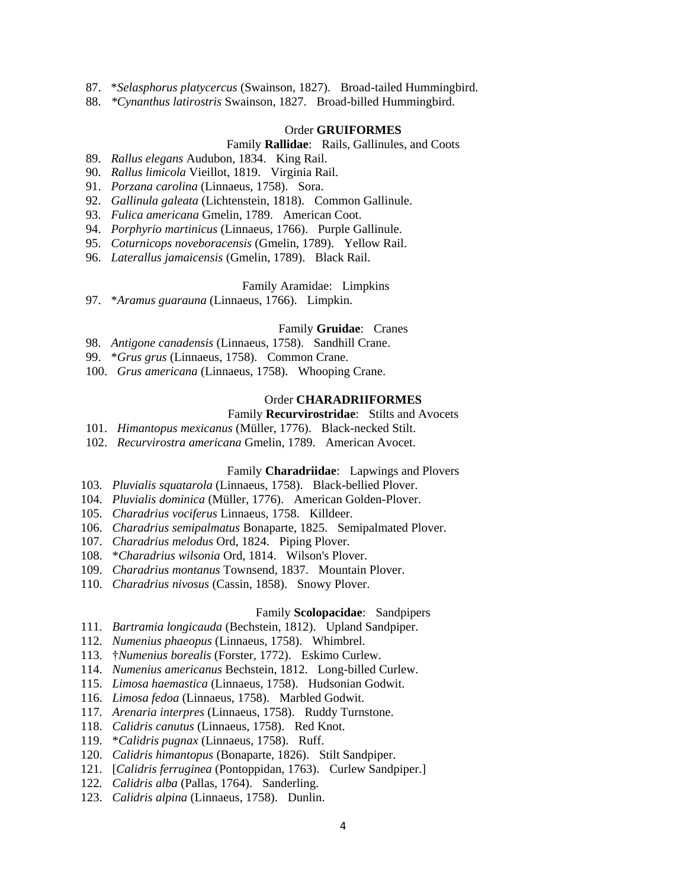87. *\*Selasphorus platycercus* (Swainson, 1827). Broad-tailed Hummingbird.
88. *\*Cynanthus latirostris* Swainson, 1827. Broad-billed Hummingbird.

### Order **GRUIFORMES**

#### Family **Rallidae**: Rails, Gallinules, and Coots

89. *Rallus elegans* Audubon, 1834. King Rail.
90. *Rallus limicola* Vieillot, 1819. Virginia Rail.
91. *Porzana carolina* (Linnaeus, 1758). Sora.
92. *Gallinula galeata* (Lichtenstein, 1818). Common Gallinule.
93. *Fulica americana* Gmelin, 1789. American Coot.
94. *Porphyrio martinicus* (Linnaeus, 1766). Purple Gallinule.
95. *Coturnicops noveboracensis* (Gmelin, 1789). Yellow Rail.
96. *Laterallus jamaicensis* (Gmelin, 1789). Black Rail.

#### Family Aramidae: Limpkins

97. *\*Aramus guarauna* (Linnaeus, 1766). Limpkin.

#### Family **Gruidae**: Cranes

98. *Antigone canadensis* (Linnaeus, 1758). Sandhill Crane.
99. *\*Grus grus* (Linnaeus, 1758). Common Crane.
100. *Grus americana* (Linnaeus, 1758). Whooping Crane.

### Order **CHARADRIIFORMES**

#### Family **Recurvirostridae**: Stilts and Avocets

101. *Himantopus mexicanus* (Müller, 1776). Black-necked Stilt.
102. *Recurvirostra americana* Gmelin, 1789. American Avocet.

#### Family **Charadriidae**: Lapwings and Plovers

103. *Pluvialis squatarola* (Linnaeus, 1758). Black-bellied Plover.
104. *Pluvialis dominica* (Müller, 1776). American Golden-Plover.
105. *Charadrius vociferus* Linnaeus, 1758. Killdeer.
106. *Charadrius semipalmatus* Bonaparte, 1825. Semipalmated Plover.
107. *Charadrius melodus* Ord, 1824. Piping Plover.
108. *\*Charadrius wilsonia* Ord, 1814. Wilson's Plover.
109. *Charadrius montanus* Townsend, 1837. Mountain Plover.
110. *Charadrius nivosus* (Cassin, 1858). Snowy Plover.

#### Family **Scolopacidae**: Sandpipers

111. *Bartramia longicauda* (Bechstein, 1812). Upland Sandpiper.
112. *Numenius phaeopus* (Linnaeus, 1758). Whimbrel.
113. *†Numenius borealis* (Forster, 1772). Eskimo Curlew.
114. *Numenius americanus* Bechstein, 1812. Long-billed Curlew.
115. *Limosa haemastica* (Linnaeus, 1758). Hudsonian Godwit.
116. *Limosa fedoa* (Linnaeus, 1758). Marbled Godwit.
117. *Arenaria interpres* (Linnaeus, 1758). Ruddy Turnstone.
118. *Calidris canutus* (Linnaeus, 1758). Red Knot.
119. *\*Calidris pugnax* (Linnaeus, 1758). Ruff.
120. *Calidris himantopus* (Bonaparte, 1826). Stilt Sandpiper.
121. [*Calidris ferruginea* (Pontoppidan, 1763). Curlew Sandpiper.]
122. *Calidris alba* (Pallas, 1764). Sanderling.
123. *Calidris alpina* (Linnaeus, 1758). Dunlin.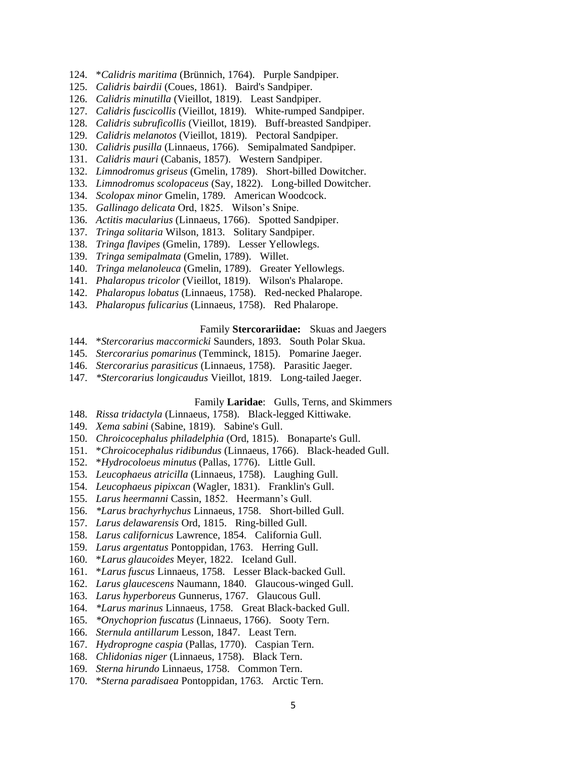124. \*_Calidris maritima_ (Brünnich, 1764). Purple Sandpiper.
125. _Calidris bairdii_ (Coues, 1861). Baird's Sandpiper.
126. _Calidris minutilla_ (Vieillot, 1819). Least Sandpiper.
127. _Calidris fuscicollis_ (Vieillot, 1819). White-rumped Sandpiper.
128. _Calidris subruficollis_ (Vieillot, 1819). Buff-breasted Sandpiper.
129. _Calidris melanotos_ (Vieillot, 1819). Pectoral Sandpiper.
130. _Calidris pusilla_ (Linnaeus, 1766). Semipalmated Sandpiper.
131. _Calidris mauri_ (Cabanis, 1857). Western Sandpiper.
132. _Limnodromus griseus_ (Gmelin, 1789). Short-billed Dowitcher.
133. _Limnodromus scolopaceus_ (Say, 1822). Long-billed Dowitcher.
134. _Scolopax minor_ Gmelin, 1789. American Woodcock.
135. _Gallinago delicata_ Ord, 1825. Wilson's Snipe.
136. _Actitis macularius_ (Linnaeus, 1766). Spotted Sandpiper.
137. _Tringa solitaria_ Wilson, 1813. Solitary Sandpiper.
138. _Tringa flavipes_ (Gmelin, 1789). Lesser Yellowlegs.
139. _Tringa semipalmata_ (Gmelin, 1789). Willet.
140. _Tringa melanoleuca_ (Gmelin, 1789). Greater Yellowlegs.
141. _Phalaropus tricolor_ (Vieillot, 1819). Wilson's Phalarope.
142. _Phalaropus lobatus_ (Linnaeus, 1758). Red-necked Phalarope.
143. _Phalaropus fulicarius_ (Linnaeus, 1758). Red Phalarope.

Family **Stercorariidae:** Skuas and Jaegers

144. \*_Stercorarius maccormicki_ Saunders, 1893. South Polar Skua.
145. _Stercorarius pomarinus_ (Temminck, 1815). Pomarine Jaeger.
146. _Stercorarius parasiticus_ (Linnaeus, 1758). Parasitic Jaeger.
147. _\*Stercorarius longicaudus_ Vieillot, 1819. Long-tailed Jaeger.

Family **Laridae**: Gulls, Terns, and Skimmers

148. _Rissa tridactyla_ (Linnaeus, 1758). Black-legged Kittiwake.
149. _Xema sabini_ (Sabine, 1819). Sabine's Gull.
150. _Chroicocephalus philadelphia_ (Ord, 1815). Bonaparte's Gull.
151. \*_Chroicocephalus ridibundus_ (Linnaeus, 1766). Black-headed Gull.
152. \*_Hydrocoloeus minutus_ (Pallas, 1776). Little Gull.
153. _Leucophaeus atricilla_ (Linnaeus, 1758). Laughing Gull.
154. _Leucophaeus pipixcan_ (Wagler, 1831). Franklin's Gull.
155. _Larus heermanni_ Cassin, 1852. Heermann's Gull.
156. _\*Larus brachyrhychus_ Linnaeus, 1758. Short-billed Gull.
157. _Larus delawarensis_ Ord, 1815. Ring-billed Gull.
158. _Larus californicus_ Lawrence, 1854. California Gull.
159. _Larus argentatus_ Pontoppidan, 1763. Herring Gull.
160. \*_Larus glaucoides_ Meyer, 1822. Iceland Gull.
161. \*_Larus fuscus_ Linnaeus, 1758. Lesser Black-backed Gull.
162. _Larus glaucescens_ Naumann, 1840. Glaucous-winged Gull.
163. _Larus hyperboreus_ Gunnerus, 1767. Glaucous Gull.
164. _\*Larus marinus_ Linnaeus, 1758. Great Black-backed Gull.
165. _\*Onychoprion fuscatus_ (Linnaeus, 1766). Sooty Tern.
166. _Sternula antillarum_ Lesson, 1847. Least Tern.
167. _Hydroprogne caspia_ (Pallas, 1770). Caspian Tern.
168. _Chlidonias niger_ (Linnaeus, 1758). Black Tern.
169. _Sterna hirundo_ Linnaeus, 1758. Common Tern.
170. \*_Sterna paradisaea_ Pontoppidan, 1763. Arctic Tern.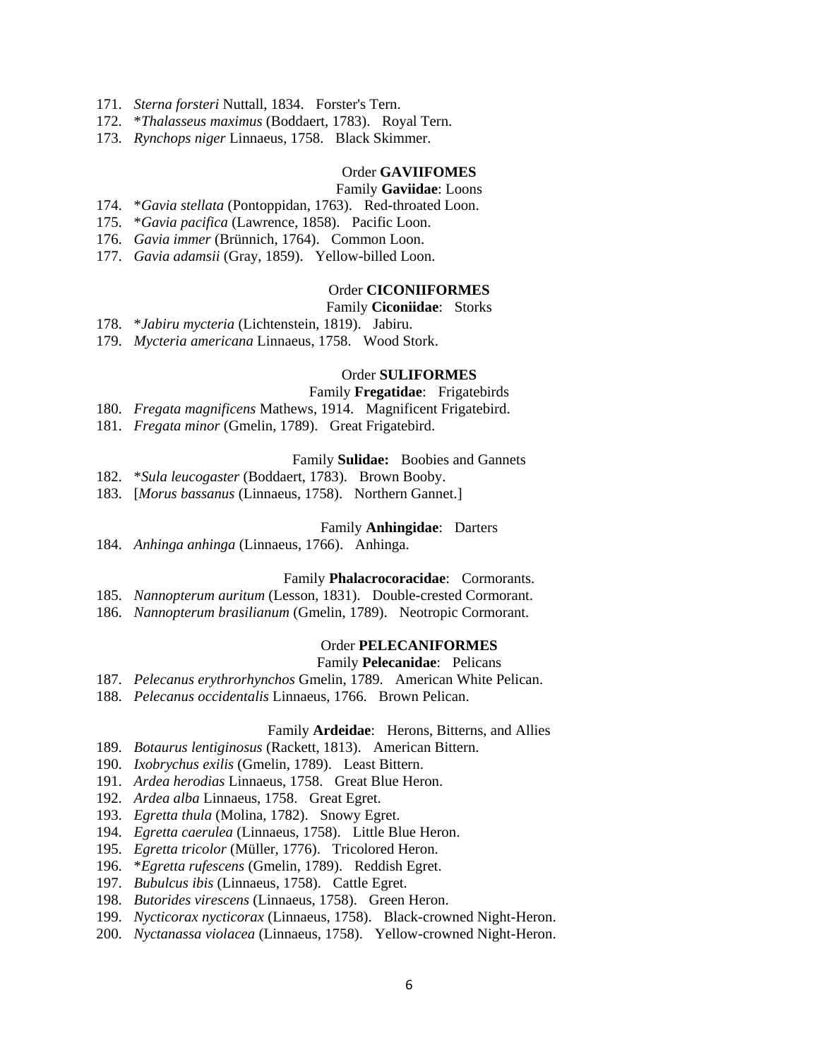171. *Sterna forsteri* Nuttall, 1834. Forster's Tern.
172. **Thalasseus maximus* (Boddaert, 1783). Royal Tern.
173. *Rynchops niger* Linnaeus, 1758. Black Skimmer.

Order **GAVIIFOMES**

Family **Gaviidae**: Loons

174. **Gavia stellata* (Pontoppidan, 1763). Red-throated Loon.
175. **Gavia pacifica* (Lawrence, 1858). Pacific Loon.
176. *Gavia immer* (Brünnich, 1764). Common Loon.
177. *Gavia adamsii* (Gray, 1859). Yellow-billed Loon.

Order **CICONIIFORMES**

Family **Ciconiidae**: Storks

178. **Jabiru mycteria* (Lichtenstein, 1819). Jabiru.
179. *Mycteria americana* Linnaeus, 1758. Wood Stork.

Order **SULIFORMES**

Family **Fregatidae**: Frigatebirds

180. *Fregata magnificens* Mathews, 1914. Magnificent Frigatebird.
181. *Fregata minor* (Gmelin, 1789). Great Frigatebird.

Family **Sulidae:** Boobies and Gannets

182. **Sula leucogaster* (Boddaert, 1783). Brown Booby.
183. [*Morus bassanus* (Linnaeus, 1758). Northern Gannet.]

Family **Anhingidae**: Darters

184. *Anhinga anhinga* (Linnaeus, 1766). Anhinga.

Family **Phalacrocoracidae**: Cormorants.

185. *Nannopterum auritum* (Lesson, 1831). Double-crested Cormorant.
186. *Nannopterum brasilianum* (Gmelin, 1789). Neotropic Cormorant.

Order **PELECANIFORMES**

Family **Pelecanidae**: Pelicans

187. *Pelecanus erythrorhynchos* Gmelin, 1789. American White Pelican.
188. *Pelecanus occidentalis* Linnaeus, 1766. Brown Pelican.

Family **Ardeidae**: Herons, Bitterns, and Allies

189. *Botaurus lentiginosus* (Rackett, 1813). American Bittern.
190. *Ixobrychus exilis* (Gmelin, 1789). Least Bittern.
191. *Ardea herodias* Linnaeus, 1758. Great Blue Heron.
192. *Ardea alba* Linnaeus, 1758. Great Egret.
193. *Egretta thula* (Molina, 1782). Snowy Egret.
194. *Egretta caerulea* (Linnaeus, 1758). Little Blue Heron.
195. *Egretta tricolor* (Müller, 1776). Tricolored Heron.
196. **Egretta rufescens* (Gmelin, 1789). Reddish Egret.
197. *Bubulcus ibis* (Linnaeus, 1758). Cattle Egret.
198. *Butorides virescens* (Linnaeus, 1758). Green Heron.
199. *Nycticorax nycticorax* (Linnaeus, 1758). Black-crowned Night-Heron.
200. *Nyctanassa violacea* (Linnaeus, 1758). Yellow-crowned Night-Heron.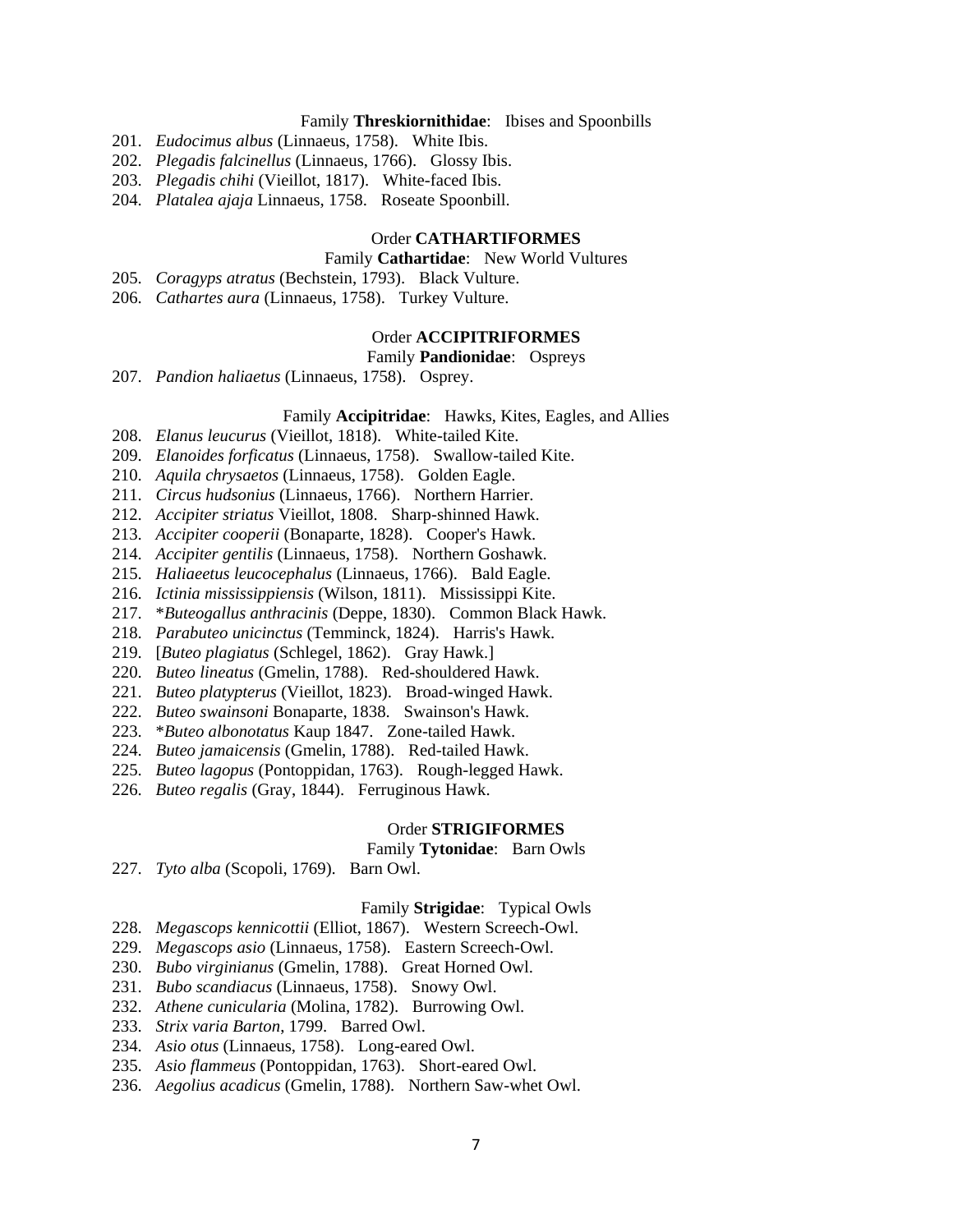Family **Threskiornithidae**: Ibises and Spoonbills

201. *Eudocimus albus* (Linnaeus, 1758). White Ibis.
202. *Plegadis falcinellus* (Linnaeus, 1766). Glossy Ibis.
203. *Plegadis chihi* (Vieillot, 1817). White-faced Ibis.
204. *Platalea ajaja* Linnaeus, 1758. Roseate Spoonbill.

Order **CATHARTIFORMES**

Family **Cathartidae**: New World Vultures

205. *Coragyps atratus* (Bechstein, 1793). Black Vulture.
206. *Cathartes aura* (Linnaeus, 1758). Turkey Vulture.

Order **ACCIPITRIFORMES**

Family **Pandionidae**: Ospreys

207. *Pandion haliaetus* (Linnaeus, 1758). Osprey.

Family **Accipitridae**: Hawks, Kites, Eagles, and Allies

208. *Elanus leucurus* (Vieillot, 1818). White-tailed Kite.
209. *Elanoides forficatus* (Linnaeus, 1758). Swallow-tailed Kite.
210. *Aquila chrysaetos* (Linnaeus, 1758). Golden Eagle.
211. *Circus hudsonius* (Linnaeus, 1766). Northern Harrier.
212. *Accipiter striatus* Vieillot, 1808. Sharp-shinned Hawk.
213. *Accipiter cooperii* (Bonaparte, 1828). Cooper's Hawk.
214. *Accipiter gentilis* (Linnaeus, 1758). Northern Goshawk.
215. *Haliaeetus leucocephalus* (Linnaeus, 1766). Bald Eagle.
216. *Ictinia mississippiensis* (Wilson, 1811). Mississippi Kite.
217. \**Buteogallus anthracinis* (Deppe, 1830). Common Black Hawk.
218. *Parabuteo unicinctus* (Temminck, 1824). Harris's Hawk.
219. [*Buteo plagiatus* (Schlegel, 1862). Gray Hawk.]
220. *Buteo lineatus* (Gmelin, 1788). Red-shouldered Hawk.
221. *Buteo platypterus* (Vieillot, 1823). Broad-winged Hawk.
222. *Buteo swainsoni* Bonaparte, 1838. Swainson's Hawk.
223. \**Buteo albonotatus* Kaup 1847. Zone-tailed Hawk.
224. *Buteo jamaicensis* (Gmelin, 1788). Red-tailed Hawk.
225. *Buteo lagopus* (Pontoppidan, 1763). Rough-legged Hawk.
226. *Buteo regalis* (Gray, 1844). Ferruginous Hawk.

Order **STRIGIFORMES**

Family **Tytonidae**: Barn Owls

227. *Tyto alba* (Scopoli, 1769). Barn Owl.

Family **Strigidae**: Typical Owls

228. *Megascops kennicottii* (Elliot, 1867). Western Screech-Owl.
229. *Megascops asio* (Linnaeus, 1758). Eastern Screech-Owl.
230. *Bubo virginianus* (Gmelin, 1788). Great Horned Owl.
231. *Bubo scandiacus* (Linnaeus, 1758). Snowy Owl.
232. *Athene cunicularia* (Molina, 1782). Burrowing Owl.
233. *Strix varia Barton*, 1799. Barred Owl.
234. *Asio otus* (Linnaeus, 1758). Long-eared Owl.
235. *Asio flammeus* (Pontoppidan, 1763). Short-eared Owl.
236. *Aegolius acadicus* (Gmelin, 1788). Northern Saw-whet Owl.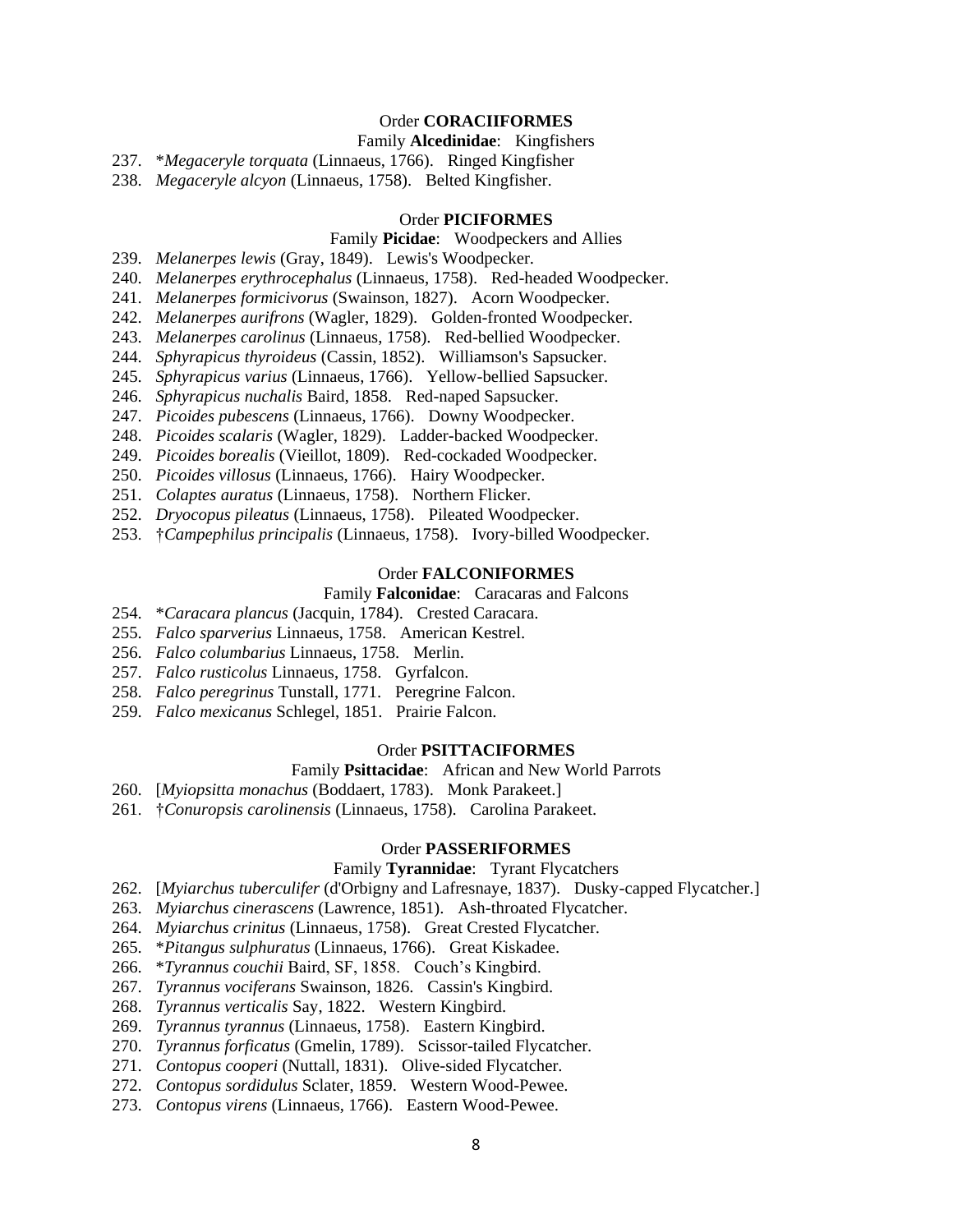Order **CORACIIFORMES**

Family **Alcedinidae**: Kingfishers

237. *\*Megaceryle torquata* (Linnaeus, 1766). Ringed Kingfisher
238. *Megaceryle alcyon* (Linnaeus, 1758). Belted Kingfisher.

Order **PICIFORMES**

Family **Picidae**: Woodpeckers and Allies

239. *Melanerpes lewis* (Gray, 1849). Lewis's Woodpecker.
240. *Melanerpes erythrocephalus* (Linnaeus, 1758). Red-headed Woodpecker.
241. *Melanerpes formicivorus* (Swainson, 1827). Acorn Woodpecker.
242. *Melanerpes aurifrons* (Wagler, 1829). Golden-fronted Woodpecker.
243. *Melanerpes carolinus* (Linnaeus, 1758). Red-bellied Woodpecker.
244. *Sphyrapicus thyroideus* (Cassin, 1852). Williamson's Sapsucker.
245. *Sphyrapicus varius* (Linnaeus, 1766). Yellow-bellied Sapsucker.
246. *Sphyrapicus nuchalis* Baird, 1858. Red-naped Sapsucker.
247. *Picoides pubescens* (Linnaeus, 1766). Downy Woodpecker.
248. *Picoides scalaris* (Wagler, 1829). Ladder-backed Woodpecker.
249. *Picoides borealis* (Vieillot, 1809). Red-cockaded Woodpecker.
250. *Picoides villosus* (Linnaeus, 1766). Hairy Woodpecker.
251. *Colaptes auratus* (Linnaeus, 1758). Northern Flicker.
252. *Dryocopus pileatus* (Linnaeus, 1758). Pileated Woodpecker.
253. †*Campephilus principalis* (Linnaeus, 1758). Ivory-billed Woodpecker.

Order **FALCONIFORMES**

Family **Falconidae**: Caracaras and Falcons

254. *\*Caracara plancus* (Jacquin, 1784). Crested Caracara.
255. *Falco sparverius* Linnaeus, 1758. American Kestrel.
256. *Falco columbarius* Linnaeus, 1758. Merlin.
257. *Falco rusticolus* Linnaeus, 1758. Gyrfalcon.
258. *Falco peregrinus* Tunstall, 1771. Peregrine Falcon.
259. *Falco mexicanus* Schlegel, 1851. Prairie Falcon.

Order **PSITTACIFORMES**

Family **Psittacidae**: African and New World Parrots

260. [*Myiopsitta monachus* (Boddaert, 1783). Monk Parakeet.]
261. †*Conuropsis carolinensis* (Linnaeus, 1758). Carolina Parakeet.

Order **PASSERIFORMES**

Family **Tyrannidae**: Tyrant Flycatchers

262. [*Myiarchus tuberculifer* (d'Orbigny and Lafresnaye, 1837). Dusky-capped Flycatcher.]
263. *Myiarchus cinerascens* (Lawrence, 1851). Ash-throated Flycatcher.
264. *Myiarchus crinitus* (Linnaeus, 1758). Great Crested Flycatcher.
265. *\*Pitangus sulphuratus* (Linnaeus, 1766). Great Kiskadee.
266. *\*Tyrannus couchii* Baird, SF, 1858. Couch's Kingbird.
267. *Tyrannus vociferans* Swainson, 1826. Cassin's Kingbird.
268. *Tyrannus verticalis* Say, 1822. Western Kingbird.
269. *Tyrannus tyrannus* (Linnaeus, 1758). Eastern Kingbird.
270. *Tyrannus forficatus* (Gmelin, 1789). Scissor-tailed Flycatcher.
271. *Contopus cooperi* (Nuttall, 1831). Olive-sided Flycatcher.
272. *Contopus sordidulus* Sclater, 1859. Western Wood-Pewee.
273. *Contopus virens* (Linnaeus, 1766). Eastern Wood-Pewee.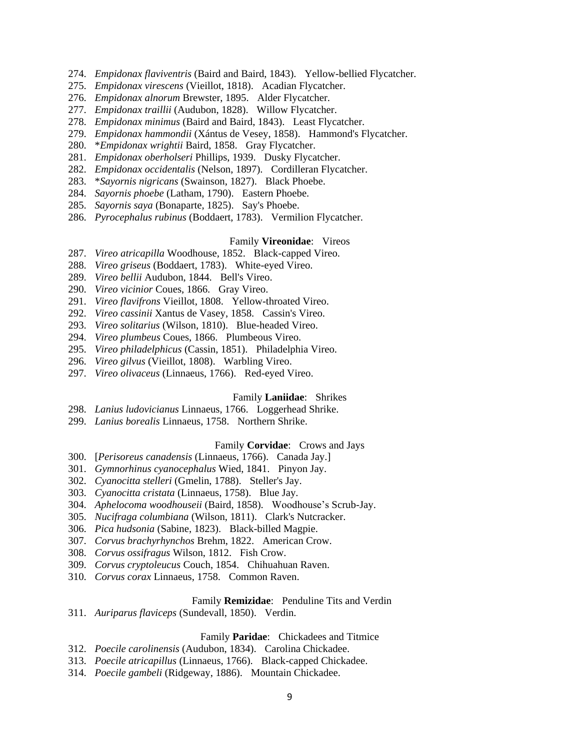274. *Empidonax flaviventris* (Baird and Baird, 1843). Yellow-bellied Flycatcher.
275. *Empidonax virescens* (Vieillot, 1818). Acadian Flycatcher.
276. *Empidonax alnorum* Brewster, 1895. Alder Flycatcher.
277. *Empidonax traillii* (Audubon, 1828). Willow Flycatcher.
278. *Empidonax minimus* (Baird and Baird, 1843). Least Flycatcher.
279. *Empidonax hammondii* (Xántus de Vesey, 1858). Hammond's Flycatcher.
280. \**Empidonax wrightii* Baird, 1858. Gray Flycatcher.
281. *Empidonax oberholseri* Phillips, 1939. Dusky Flycatcher.
282. *Empidonax occidentalis* (Nelson, 1897). Cordilleran Flycatcher.
283. \**Sayornis nigricans* (Swainson, 1827). Black Phoebe.
284. *Sayornis phoebe* (Latham, 1790). Eastern Phoebe.
285. *Sayornis saya* (Bonaparte, 1825). Say's Phoebe.
286. *Pyrocephalus rubinus* (Boddaert, 1783). Vermilion Flycatcher.

Family **Vireonidae**: Vireos

287. *Vireo atricapilla* Woodhouse, 1852. Black-capped Vireo.
288. *Vireo griseus* (Boddaert, 1783). White-eyed Vireo.
289. *Vireo bellii* Audubon, 1844. Bell's Vireo.
290. *Vireo vicinior* Coues, 1866. Gray Vireo.
291. *Vireo flavifrons* Vieillot, 1808. Yellow-throated Vireo.
292. *Vireo cassinii* Xantus de Vasey, 1858. Cassin's Vireo.
293. *Vireo solitarius* (Wilson, 1810). Blue-headed Vireo.
294. *Vireo plumbeus* Coues, 1866. Plumbeous Vireo.
295. *Vireo philadelphicus* (Cassin, 1851). Philadelphia Vireo.
296. *Vireo gilvus* (Vieillot, 1808). Warbling Vireo.
297. *Vireo olivaceus* (Linnaeus, 1766). Red-eyed Vireo.

Family **Laniidae**: Shrikes

298. *Lanius ludovicianus* Linnaeus, 1766. Loggerhead Shrike.
299. *Lanius borealis* Linnaeus, 1758. Northern Shrike.

Family **Corvidae**: Crows and Jays

300. [*Perisoreus canadensis* (Linnaeus, 1766). Canada Jay.]
301. *Gymnorhinus cyanocephalus* Wied, 1841. Pinyon Jay.
302. *Cyanocitta stelleri* (Gmelin, 1788). Steller's Jay.
303. *Cyanocitta cristata* (Linnaeus, 1758). Blue Jay.
304. *Aphelocoma woodhouseii* (Baird, 1858). Woodhouse's Scrub-Jay.
305. *Nucifraga columbiana* (Wilson, 1811). Clark's Nutcracker.
306. *Pica hudsonia* (Sabine, 1823). Black-billed Magpie.
307. *Corvus brachyrhynchos* Brehm, 1822. American Crow.
308. *Corvus ossifragus* Wilson, 1812. Fish Crow.
309. *Corvus cryptoleucus* Couch, 1854. Chihuahuan Raven.
310. *Corvus corax* Linnaeus, 1758. Common Raven.

Family **Remizidae**: Penduline Tits and Verdin

311. *Auriparus flaviceps* (Sundevall, 1850). Verdin.

Family **Paridae**: Chickadees and Titmice

312. *Poecile carolinensis* (Audubon, 1834). Carolina Chickadee.
313. *Poecile atricapillus* (Linnaeus, 1766). Black-capped Chickadee.
314. *Poecile gambeli* (Ridgeway, 1886). Mountain Chickadee.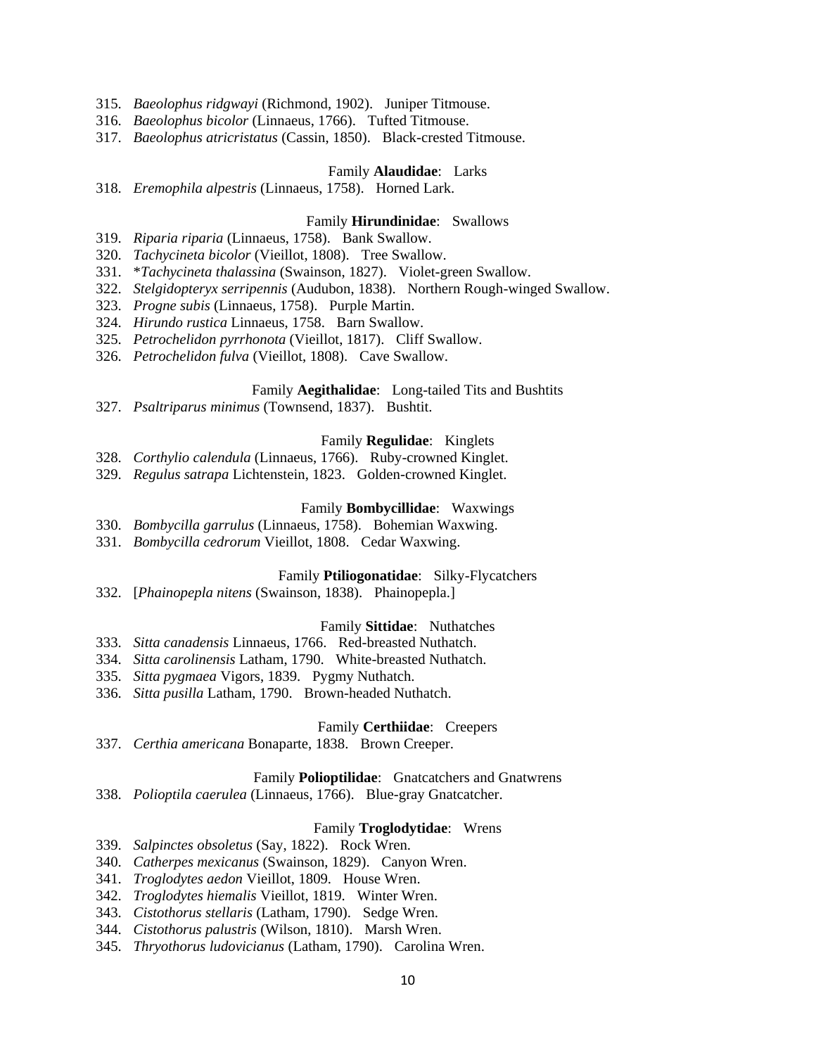315. *Baeolophus ridgwayi* (Richmond, 1902). Juniper Titmouse.
316. *Baeolophus bicolor* (Linnaeus, 1766). Tufted Titmouse.
317. *Baeolophus atricristatus* (Cassin, 1850). Black-crested Titmouse.

Family **Alaudidae**: Larks

318. *Eremophila alpestris* (Linnaeus, 1758). Horned Lark.

Family **Hirundinidae**: Swallows

319. *Riparia riparia* (Linnaeus, 1758). Bank Swallow.
320. *Tachycineta bicolor* (Vieillot, 1808). Tree Swallow.
331. *_Tachycineta thalassina_ (Swainson, 1827). Violet-green Swallow.
322. *Stelgidopteryx serripennis* (Audubon, 1838). Northern Rough-winged Swallow.
323. *Progne subis* (Linnaeus, 1758). Purple Martin.
324. *Hirundo rustica* Linnaeus, 1758. Barn Swallow.
325. *Petrochelidon pyrrhonota* (Vieillot, 1817). Cliff Swallow.
326. *Petrochelidon fulva* (Vieillot, 1808). Cave Swallow.

Family **Aegithalidae**: Long-tailed Tits and Bushtits

327. *Psaltriparus minimus* (Townsend, 1837). Bushtit.

Family **Regulidae**: Kinglets

328. *Corthylio calendula* (Linnaeus, 1766). Ruby-crowned Kinglet.
329. *Regulus satrapa* Lichtenstein, 1823. Golden-crowned Kinglet.

Family **Bombycillidae**: Waxwings

330. *Bombycilla garrulus* (Linnaeus, 1758). Bohemian Waxwing.
331. *Bombycilla cedrorum* Vieillot, 1808. Cedar Waxwing.

Family **Ptiliogonatidae**: Silky-Flycatchers

332. [*Phainopepla nitens* (Swainson, 1838). Phainopepla.]

Family **Sittidae**: Nuthatches

333. *Sitta canadensis* Linnaeus, 1766. Red-breasted Nuthatch.
334. *Sitta carolinensis* Latham, 1790. White-breasted Nuthatch.
335. *Sitta pygmaea* Vigors, 1839. Pygmy Nuthatch.
336. *Sitta pusilla* Latham, 1790. Brown-headed Nuthatch.

Family **Certhiidae**: Creepers

337. *Certhia americana* Bonaparte, 1838. Brown Creeper.

Family **Polioptilidae**: Gnatcatchers and Gnatwrens

338. *Polioptila caerulea* (Linnaeus, 1766). Blue-gray Gnatcatcher.

Family **Troglodytidae**: Wrens

339. *Salpinctes obsoletus* (Say, 1822). Rock Wren.
340. *Catherpes mexicanus* (Swainson, 1829). Canyon Wren.
341. *Troglodytes aedon* Vieillot, 1809. House Wren.
342. *Troglodytes hiemalis* Vieillot, 1819. Winter Wren.
343. *Cistothorus stellaris* (Latham, 1790). Sedge Wren.
344. *Cistothorus palustris* (Wilson, 1810). Marsh Wren.
345. *Thryothorus ludovicianus* (Latham, 1790). Carolina Wren.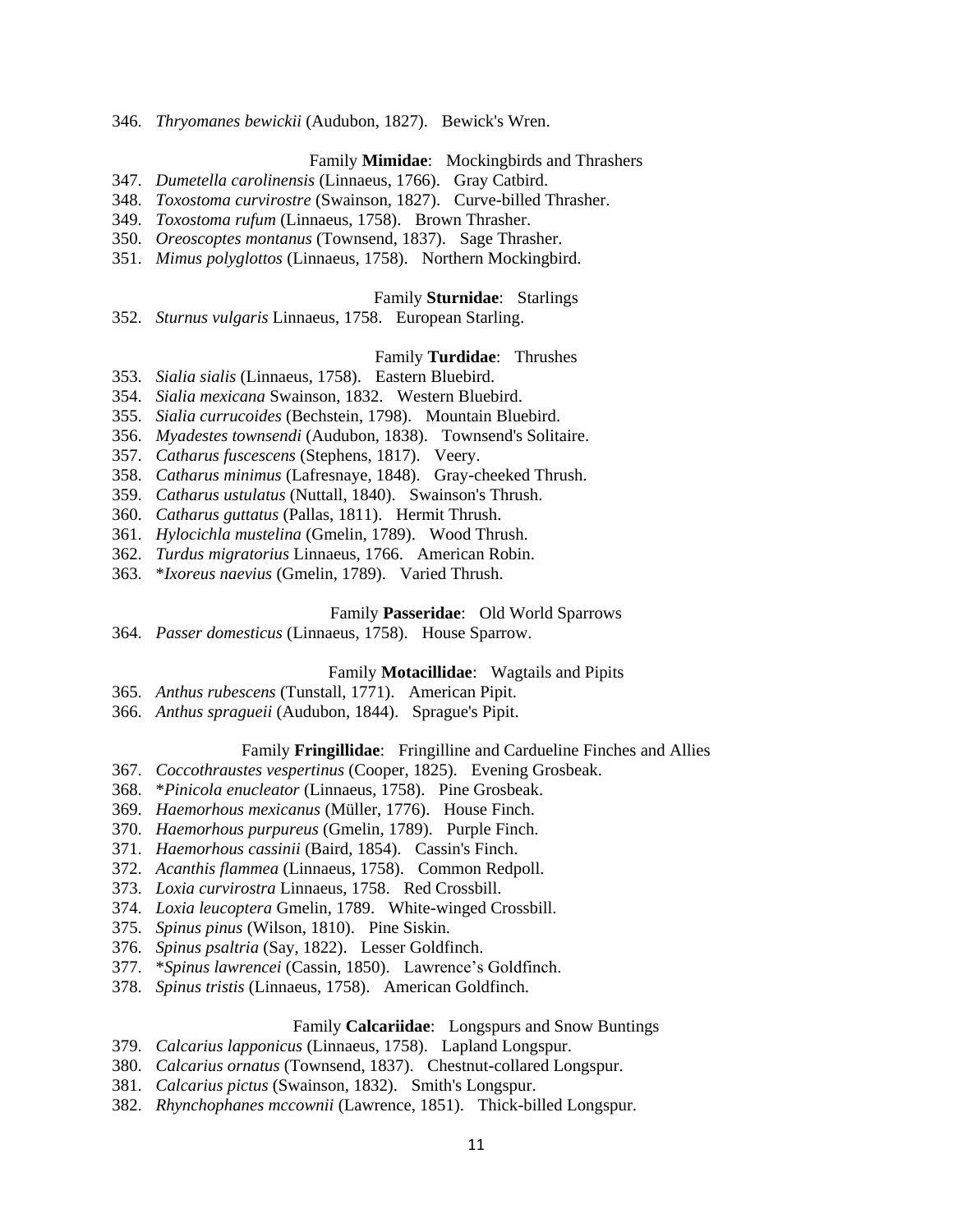346. *Thryomanes bewickii* (Audubon, 1827). Bewick's Wren.

Family **Mimidae**: Mockingbirds and Thrashers

347. *Dumetella carolinensis* (Linnaeus, 1766). Gray Catbird.
348. *Toxostoma curvirostre* (Swainson, 1827). Curve-billed Thrasher.
349. *Toxostoma rufum* (Linnaeus, 1758). Brown Thrasher.
350. *Oreoscoptes montanus* (Townsend, 1837). Sage Thrasher.
351. *Mimus polyglottos* (Linnaeus, 1758). Northern Mockingbird.

Family **Sturnidae**: Starlings

352. *Sturnus vulgaris* Linnaeus, 1758. European Starling.

Family **Turdidae**: Thrushes

353. *Sialia sialis* (Linnaeus, 1758). Eastern Bluebird.
354. *Sialia mexicana* Swainson, 1832. Western Bluebird.
355. *Sialia currucoides* (Bechstein, 1798). Mountain Bluebird.
356. *Myadestes townsendi* (Audubon, 1838). Townsend's Solitaire.
357. *Catharus fuscescens* (Stephens, 1817). Veery.
358. *Catharus minimus* (Lafresnaye, 1848). Gray-cheeked Thrush.
359. *Catharus ustulatus* (Nuttall, 1840). Swainson's Thrush.
360. *Catharus guttatus* (Pallas, 1811). Hermit Thrush.
361. *Hylocichla mustelina* (Gmelin, 1789). Wood Thrush.
362. *Turdus migratorius* Linnaeus, 1766. American Robin.
363. **Ixoreus naevius* (Gmelin, 1789). Varied Thrush.

Family **Passeridae**: Old World Sparrows

364. *Passer domesticus* (Linnaeus, 1758). House Sparrow.

Family **Motacillidae**: Wagtails and Pipits

365. *Anthus rubescens* (Tunstall, 1771). American Pipit.
366. *Anthus spragueii* (Audubon, 1844). Sprague's Pipit.

Family **Fringillidae**: Fringilline and Cardueline Finches and Allies

367. *Coccothraustes vespertinus* (Cooper, 1825). Evening Grosbeak.
368. **Pinicola enucleator* (Linnaeus, 1758). Pine Grosbeak.
369. *Haemorhous mexicanus* (Müller, 1776). House Finch.
370. *Haemorhous purpureus* (Gmelin, 1789). Purple Finch.
371. *Haemorhous cassinii* (Baird, 1854). Cassin's Finch.
372. *Acanthis flammea* (Linnaeus, 1758). Common Redpoll.
373. *Loxia curvirostra* Linnaeus, 1758. Red Crossbill.
374. *Loxia leucoptera* Gmelin, 1789. White-winged Crossbill.
375. *Spinus pinus* (Wilson, 1810). Pine Siskin.
376. *Spinus psaltria* (Say, 1822). Lesser Goldfinch.
377. **Spinus lawrencei* (Cassin, 1850). Lawrence's Goldfinch.
378. *Spinus tristis* (Linnaeus, 1758). American Goldfinch.

Family **Calcariidae**: Longspurs and Snow Buntings

379. *Calcarius lapponicus* (Linnaeus, 1758). Lapland Longspur.
380. *Calcarius ornatus* (Townsend, 1837). Chestnut-collared Longspur.
381. *Calcarius pictus* (Swainson, 1832). Smith's Longspur.
382. *Rhynchophanes mccownii* (Lawrence, 1851). Thick-billed Longspur.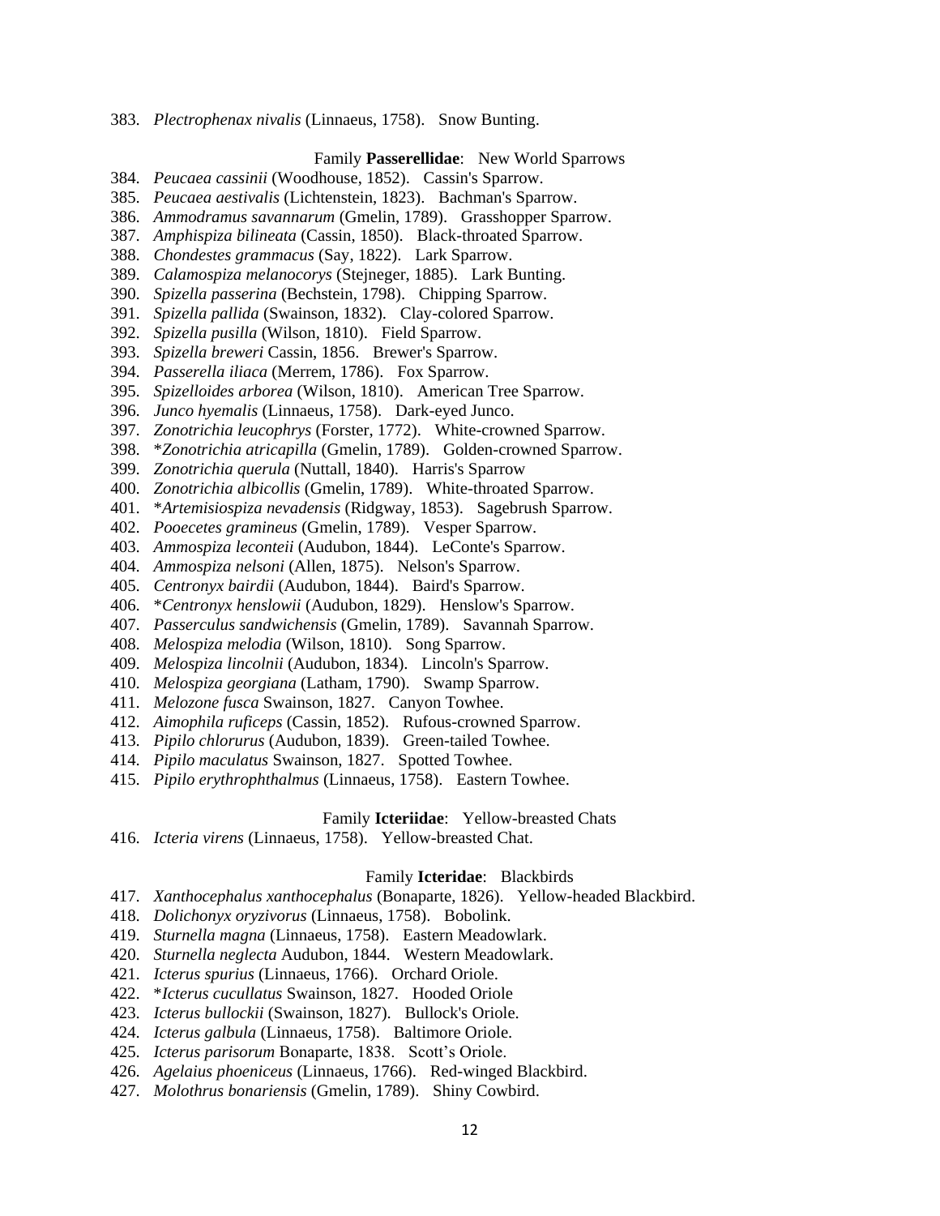383. *Plectrophenax nivalis* (Linnaeus, 1758). Snow Bunting.

### Family **Passerellidae**: New World Sparrows

384. *Peucaea cassinii* (Woodhouse, 1852). Cassin's Sparrow.
385. *Peucaea aestivalis* (Lichtenstein, 1823). Bachman's Sparrow.
386. *Ammodramus savannarum* (Gmelin, 1789). Grasshopper Sparrow.
387. *Amphispiza bilineata* (Cassin, 1850). Black-throated Sparrow.
388. *Chondestes grammacus* (Say, 1822). Lark Sparrow.
389. *Calamospiza melanocorys* (Stejneger, 1885). Lark Bunting.
390. *Spizella passerina* (Bechstein, 1798). Chipping Sparrow.
391. *Spizella pallida* (Swainson, 1832). Clay-colored Sparrow.
392. *Spizella pusilla* (Wilson, 1810). Field Sparrow.
393. *Spizella breweri* Cassin, 1856. Brewer's Sparrow.
394. *Passerella iliaca* (Merrem, 1786). Fox Sparrow.
395. *Spizelloides arborea* (Wilson, 1810). American Tree Sparrow.
396. *Junco hyemalis* (Linnaeus, 1758). Dark-eyed Junco.
397. *Zonotrichia leucophrys* (Forster, 1772). White-crowned Sparrow.
398. **Zonotrichia atricapilla* (Gmelin, 1789). Golden-crowned Sparrow.
399. *Zonotrichia querula* (Nuttall, 1840). Harris's Sparrow
400. *Zonotrichia albicollis* (Gmelin, 1789). White-throated Sparrow.
401. **Artemisiospiza nevadensis* (Ridgway, 1853). Sagebrush Sparrow.
402. *Pooecetes gramineus* (Gmelin, 1789). Vesper Sparrow.
403. *Ammospiza leconteii* (Audubon, 1844). LeConte's Sparrow.
404. *Ammospiza nelsoni* (Allen, 1875). Nelson's Sparrow.
405. *Centronyx bairdii* (Audubon, 1844). Baird's Sparrow.
406. **Centronyx henslowii* (Audubon, 1829). Henslow's Sparrow.
407. *Passerculus sandwichensis* (Gmelin, 1789). Savannah Sparrow.
408. *Melospiza melodia* (Wilson, 1810). Song Sparrow.
409. *Melospiza lincolnii* (Audubon, 1834). Lincoln's Sparrow.
410. *Melospiza georgiana* (Latham, 1790). Swamp Sparrow.
411. *Melozone fusca* Swainson, 1827. Canyon Towhee.
412. *Aimophila ruficeps* (Cassin, 1852). Rufous-crowned Sparrow.
413. *Pipilo chlorurus* (Audubon, 1839). Green-tailed Towhee.
414. *Pipilo maculatus* Swainson, 1827. Spotted Towhee.
415. *Pipilo erythrophthalmus* (Linnaeus, 1758). Eastern Towhee.

### Family **Icteriidae**: Yellow-breasted Chats

416. *Icteria virens* (Linnaeus, 1758). Yellow-breasted Chat.

### Family **Icteridae**: Blackbirds

417. *Xanthocephalus xanthocephalus* (Bonaparte, 1826). Yellow-headed Blackbird.
418. *Dolichonyx oryzivorus* (Linnaeus, 1758). Bobolink.
419. *Sturnella magna* (Linnaeus, 1758). Eastern Meadowlark.
420. *Sturnella neglecta* Audubon, 1844. Western Meadowlark.
421. *Icterus spurius* (Linnaeus, 1766). Orchard Oriole.
422. **Icterus cucullatus* Swainson, 1827. Hooded Oriole
423. *Icterus bullockii* (Swainson, 1827). Bullock's Oriole.
424. *Icterus galbula* (Linnaeus, 1758). Baltimore Oriole.
425. *Icterus parisorum* Bonaparte, 1838. Scott's Oriole.
426. *Agelaius phoeniceus* (Linnaeus, 1766). Red-winged Blackbird.
427. *Molothrus bonariensis* (Gmelin, 1789). Shiny Cowbird.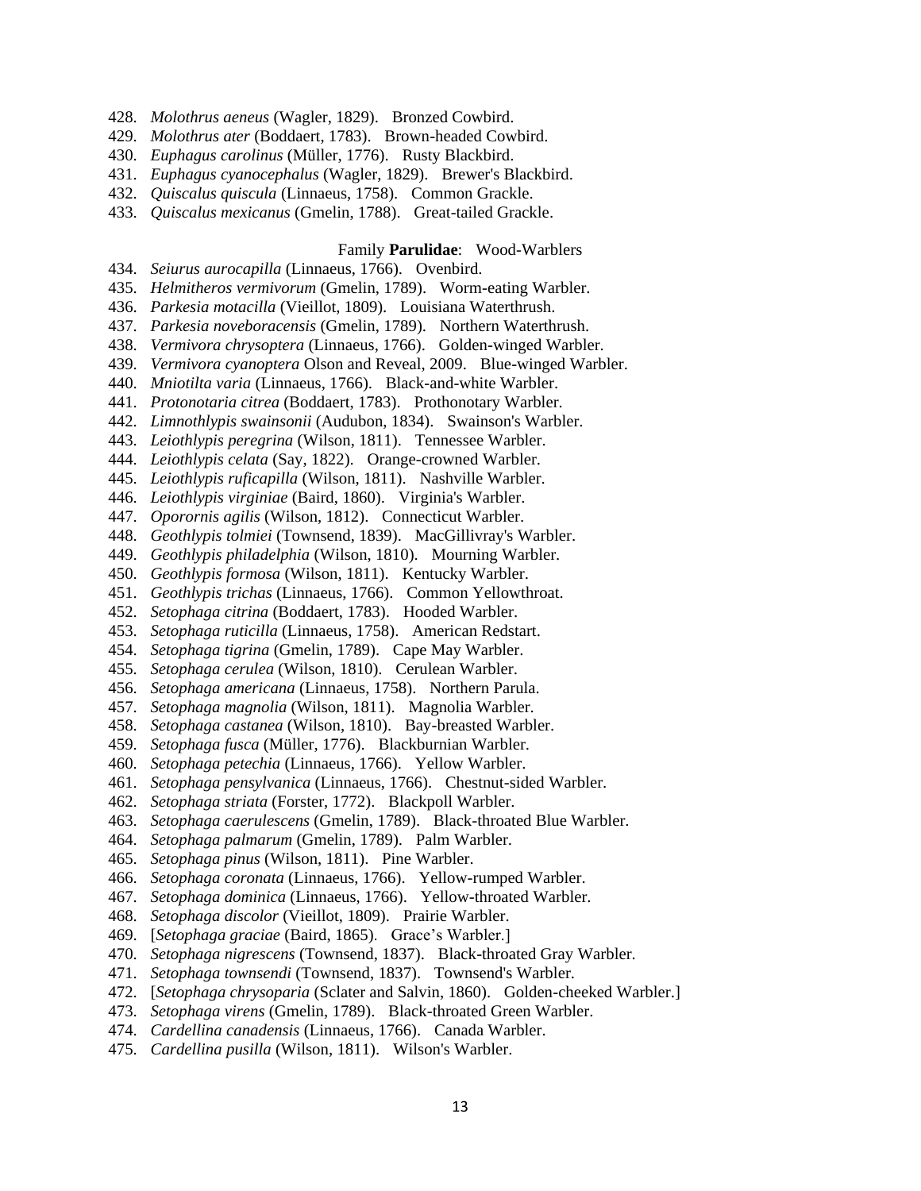428. *Molothrus aeneus* (Wagler, 1829). Bronzed Cowbird.
429. *Molothrus ater* (Boddaert, 1783). Brown-headed Cowbird.
430. *Euphagus carolinus* (Müller, 1776). Rusty Blackbird.
431. *Euphagus cyanocephalus* (Wagler, 1829). Brewer's Blackbird.
432. *Quiscalus quiscula* (Linnaeus, 1758). Common Grackle.
433. *Quiscalus mexicanus* (Gmelin, 1788). Great-tailed Grackle.

Family **Parulidae**: Wood-Warblers

434. *Seiurus aurocapilla* (Linnaeus, 1766). Ovenbird.
435. *Helmitheros vermivorum* (Gmelin, 1789). Worm-eating Warbler.
436. *Parkesia motacilla* (Vieillot, 1809). Louisiana Waterthrush.
437. *Parkesia noveboracensis* (Gmelin, 1789). Northern Waterthrush.
438. *Vermivora chrysoptera* (Linnaeus, 1766). Golden-winged Warbler.
439. *Vermivora cyanoptera* Olson and Reveal, 2009. Blue-winged Warbler.
440. *Mniotilta varia* (Linnaeus, 1766). Black-and-white Warbler.
441. *Protonotaria citrea* (Boddaert, 1783). Prothonotary Warbler.
442. *Limnothlypis swainsonii* (Audubon, 1834). Swainson's Warbler.
443. *Leiothlypis peregrina* (Wilson, 1811). Tennessee Warbler.
444. *Leiothlypis celata* (Say, 1822). Orange-crowned Warbler.
445. *Leiothlypis ruficapilla* (Wilson, 1811). Nashville Warbler.
446. *Leiothlypis virginiae* (Baird, 1860). Virginia's Warbler.
447. *Oporornis agilis* (Wilson, 1812). Connecticut Warbler.
448. *Geothlypis tolmiei* (Townsend, 1839). MacGillivray's Warbler.
449. *Geothlypis philadelphia* (Wilson, 1810). Mourning Warbler.
450. *Geothlypis formosa* (Wilson, 1811). Kentucky Warbler.
451. *Geothlypis trichas* (Linnaeus, 1766). Common Yellowthroat.
452. *Setophaga citrina* (Boddaert, 1783). Hooded Warbler.
453. *Setophaga ruticilla* (Linnaeus, 1758). American Redstart.
454. *Setophaga tigrina* (Gmelin, 1789). Cape May Warbler.
455. *Setophaga cerulea* (Wilson, 1810). Cerulean Warbler.
456. *Setophaga americana* (Linnaeus, 1758). Northern Parula.
457. *Setophaga magnolia* (Wilson, 1811). Magnolia Warbler.
458. *Setophaga castanea* (Wilson, 1810). Bay-breasted Warbler.
459. *Setophaga fusca* (Müller, 1776). Blackburnian Warbler.
460. *Setophaga petechia* (Linnaeus, 1766). Yellow Warbler.
461. *Setophaga pensylvanica* (Linnaeus, 1766). Chestnut-sided Warbler.
462. *Setophaga striata* (Forster, 1772). Blackpoll Warbler.
463. *Setophaga caerulescens* (Gmelin, 1789). Black-throated Blue Warbler.
464. *Setophaga palmarum* (Gmelin, 1789). Palm Warbler.
465. *Setophaga pinus* (Wilson, 1811). Pine Warbler.
466. *Setophaga coronata* (Linnaeus, 1766). Yellow-rumped Warbler.
467. *Setophaga dominica* (Linnaeus, 1766). Yellow-throated Warbler.
468. *Setophaga discolor* (Vieillot, 1809). Prairie Warbler.
469. [*Setophaga graciae* (Baird, 1865). Grace's Warbler.]
470. *Setophaga nigrescens* (Townsend, 1837). Black-throated Gray Warbler.
471. *Setophaga townsendi* (Townsend, 1837). Townsend's Warbler.
472. [*Setophaga chrysoparia* (Sclater and Salvin, 1860). Golden-cheeked Warbler.]
473. *Setophaga virens* (Gmelin, 1789). Black-throated Green Warbler.
474. *Cardellina canadensis* (Linnaeus, 1766). Canada Warbler.
475. *Cardellina pusilla* (Wilson, 1811). Wilson's Warbler.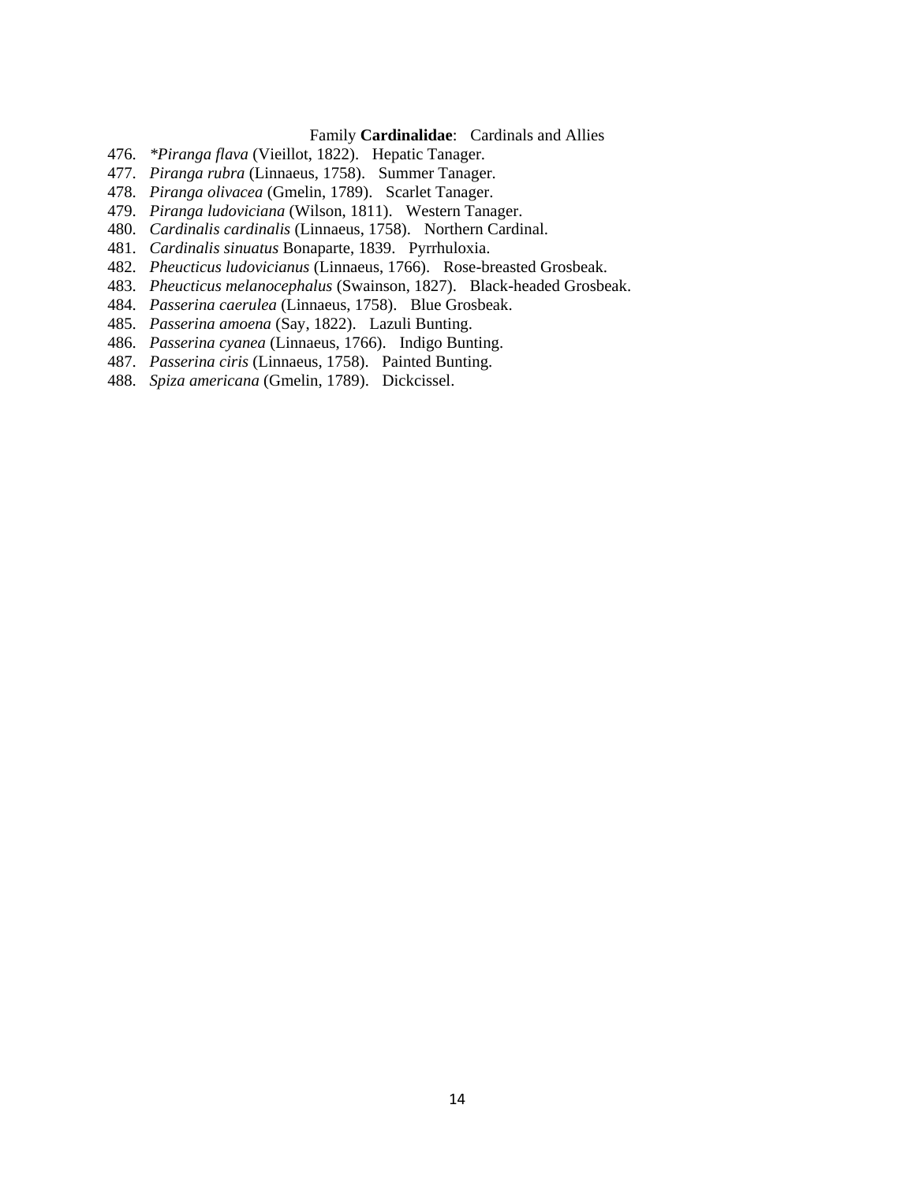Family **Cardinalidae**: Cardinals and Allies

476. *\*Piranga flava* (Vieillot, 1822). Hepatic Tanager.
477. *Piranga rubra* (Linnaeus, 1758). Summer Tanager.
478. *Piranga olivacea* (Gmelin, 1789). Scarlet Tanager.
479. *Piranga ludoviciana* (Wilson, 1811). Western Tanager.
480. *Cardinalis cardinalis* (Linnaeus, 1758). Northern Cardinal.
481. *Cardinalis sinuatus* Bonaparte, 1839. Pyrrhuloxia.
482. *Pheucticus ludovicianus* (Linnaeus, 1766). Rose-breasted Grosbeak.
483. *Pheucticus melanocephalus* (Swainson, 1827). Black-headed Grosbeak.
484. *Passerina caerulea* (Linnaeus, 1758). Blue Grosbeak.
485. *Passerina amoena* (Say, 1822). Lazuli Bunting.
486. *Passerina cyanea* (Linnaeus, 1766). Indigo Bunting.
487. *Passerina ciris* (Linnaeus, 1758). Painted Bunting.
488. *Spiza americana* (Gmelin, 1789). Dickcissel.